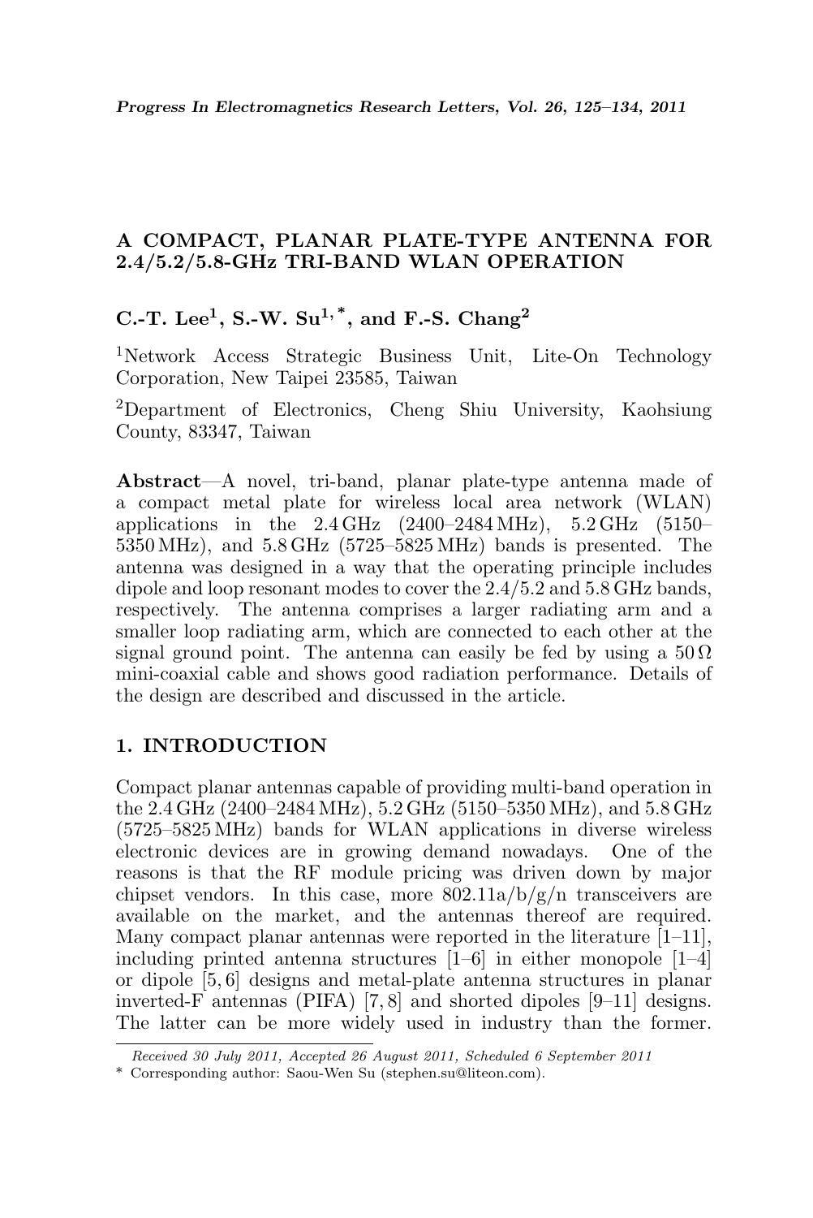# A COMPACT, PLANAR PLATE-TYPE ANTENNA FOR 2.4/5.2/5.8-GHz TRI-BAND WLAN OPERATION

**C.-T. Lee[1], S.-W. Su[1,*], and F.-S. Chang[2]**

[1]Network Access Strategic Business Unit, Lite-On Technology Corporation, New Taipei 23585, Taiwan

[2]Department of Electronics, Cheng Shiu University, Kaohsiung County, 83347, Taiwan

**Abstract**—A novel, tri-band, planar plate-type antenna made of a compact metal plate for wireless local area network (WLAN) applications in the 2.4 GHz (2400–2484 MHz), 5.2 GHz (5150–5350 MHz), and 5.8 GHz (5725–5825 MHz) bands is presented. The antenna was designed in a way that the operating principle includes dipole and loop resonant modes to cover the 2.4/5.2 and 5.8 GHz bands, respectively. The antenna comprises a larger radiating arm and a smaller loop radiating arm, which are connected to each other at the signal ground point. The antenna can easily be fed by using a 50 Ω mini-coaxial cable and shows good radiation performance. Details of the design are described and discussed in the article.

## 1. INTRODUCTION

Compact planar antennas capable of providing multi-band operation in the 2.4 GHz (2400–2484 MHz), 5.2 GHz (5150–5350 MHz), and 5.8 GHz (5725–5825 MHz) bands for WLAN applications in diverse wireless electronic devices are in growing demand nowadays. One of the reasons is that the RF module pricing was driven down by major chipset vendors. In this case, more 802.11a/b/g/n transceivers are available on the market, and the antennas thereof are required. Many compact planar antennas were reported in the literature [1–11], including printed antenna structures [1–6] in either monopole [1–4] or dipole [5, 6] designs and metal-plate antenna structures in planar inverted-F antennas (PIFA) [7, 8] and shorted dipoles [9–11] designs. The latter can be more widely used in industry than the former.

*Received 30 July 2011, Accepted 26 August 2011, Scheduled 6 September 2011*

\* Corresponding author: Saou-Wen Su (stephen.su@liteon.com).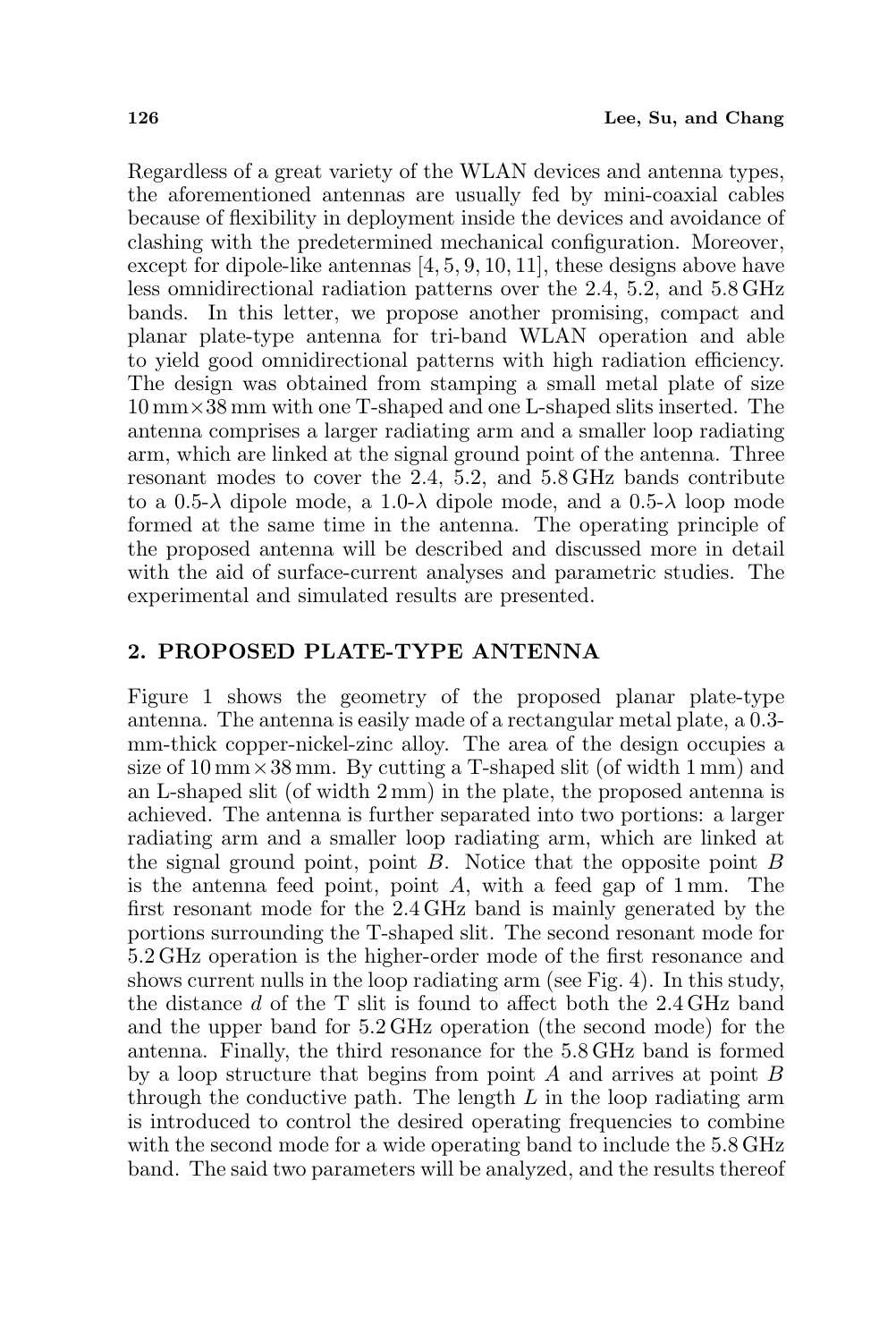Regardless of a great variety of the WLAN devices and antenna types, the aforementioned antennas are usually fed by mini-coaxial cables because of flexibility in deployment inside the devices and avoidance of clashing with the predetermined mechanical configuration. Moreover, except for dipole-like antennas [4, 5, 9, 10, 11], these designs above have less omnidirectional radiation patterns over the 2.4, 5.2, and 5.8 GHz bands. In this letter, we propose another promising, compact and planar plate-type antenna for tri-band WLAN operation and able to yield good omnidirectional patterns with high radiation efficiency. The design was obtained from stamping a small metal plate of size 10 mm×38 mm with one T-shaped and one L-shaped slits inserted. The antenna comprises a larger radiating arm and a smaller loop radiating arm, which are linked at the signal ground point of the antenna. Three resonant modes to cover the 2.4, 5.2, and 5.8 GHz bands contribute to a 0.5-$\lambda$ dipole mode, a 1.0-$\lambda$ dipole mode, and a 0.5-$\lambda$ loop mode formed at the same time in the antenna. The operating principle of the proposed antenna will be described and discussed more in detail with the aid of surface-current analyses and parametric studies. The experimental and simulated results are presented.

## 2. PROPOSED PLATE-TYPE ANTENNA

Figure 1 shows the geometry of the proposed planar plate-type antenna. The antenna is easily made of a rectangular metal plate, a 0.3-mm-thick copper-nickel-zinc alloy. The area of the design occupies a size of 10 mm × 38 mm. By cutting a T-shaped slit (of width 1 mm) and an L-shaped slit (of width 2 mm) in the plate, the proposed antenna is achieved. The antenna is further separated into two portions: a larger radiating arm and a smaller loop radiating arm, which are linked at the signal ground point, point $B$. Notice that the opposite point $B$ is the antenna feed point, point $A$, with a feed gap of 1 mm. The first resonant mode for the 2.4 GHz band is mainly generated by the portions surrounding the T-shaped slit. The second resonant mode for 5.2 GHz operation is the higher-order mode of the first resonance and shows current nulls in the loop radiating arm (see Fig. 4). In this study, the distance $d$ of the T slit is found to affect both the 2.4 GHz band and the upper band for 5.2 GHz operation (the second mode) for the antenna. Finally, the third resonance for the 5.8 GHz band is formed by a loop structure that begins from point $A$ and arrives at point $B$ through the conductive path. The length $L$ in the loop radiating arm is introduced to control the desired operating frequencies to combine with the second mode for a wide operating band to include the 5.8 GHz band. The said two parameters will be analyzed, and the results thereof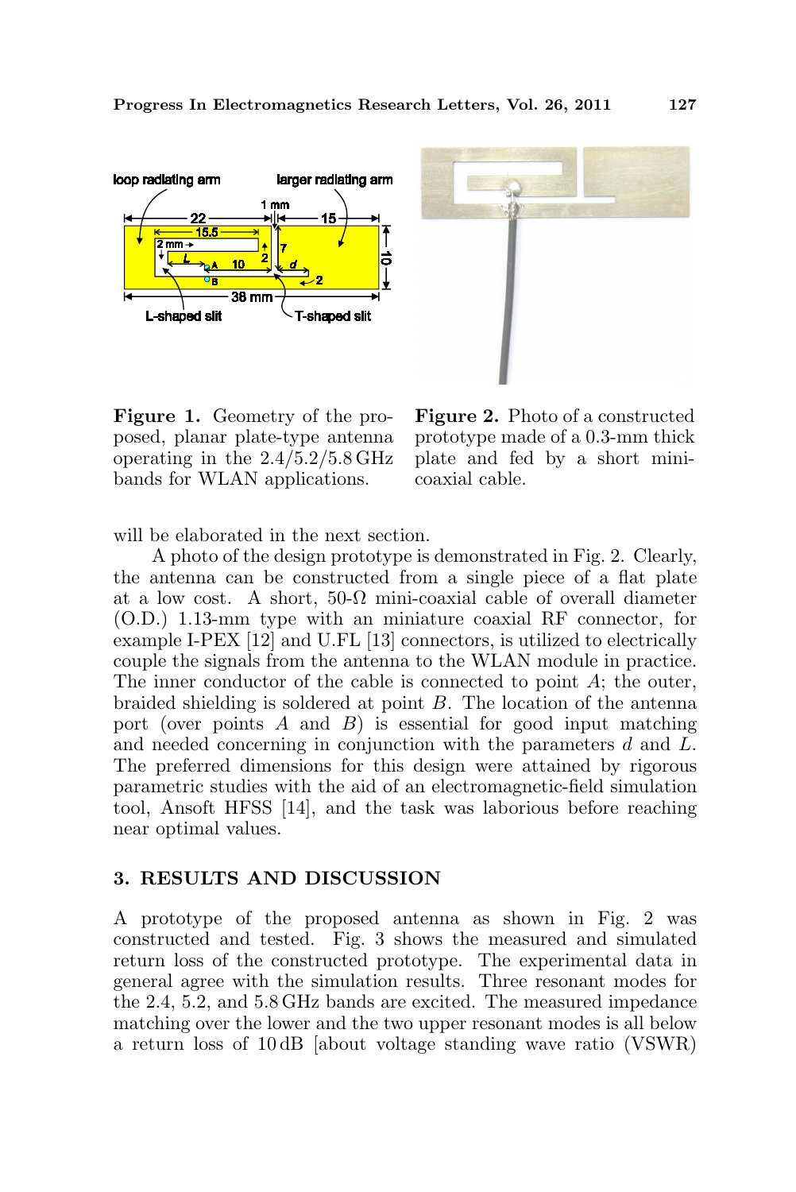**Figure 1.** Geometry of the proposed, planar plate-type antenna operating in the 2.4/5.2/5.8 GHz bands for WLAN applications.

**Figure 2.** Photo of a constructed prototype made of a 0.3-mm thick plate and fed by a short mini-coaxial cable.

will be elaborated in the next section.

A photo of the design prototype is demonstrated in Fig. 2. Clearly, the antenna can be constructed from a single piece of a flat plate at a low cost. A short, 50-Ω mini-coaxial cable of overall diameter (O.D.) 1.13-mm type with an miniature coaxial RF connector, for example I-PEX [12] and U.FL [13] connectors, is utilized to electrically couple the signals from the antenna to the WLAN module in practice. The inner conductor of the cable is connected to point *A*; the outer, braided shielding is soldered at point *B*. The location of the antenna port (over points *A* and *B*) is essential for good input matching and needed concerning in conjunction with the parameters *d* and *L*. The preferred dimensions for this design were attained by rigorous parametric studies with the aid of an electromagnetic-field simulation tool, Ansoft HFSS [14], and the task was laborious before reaching near optimal values.

## 3. RESULTS AND DISCUSSION

A prototype of the proposed antenna as shown in Fig. 2 was constructed and tested. Fig. 3 shows the measured and simulated return loss of the constructed prototype. The experimental data in general agree with the simulation results. Three resonant modes for the 2.4, 5.2, and 5.8 GHz bands are excited. The measured impedance matching over the lower and the two upper resonant modes is all below a return loss of 10 dB [about voltage standing wave ratio (VSWR)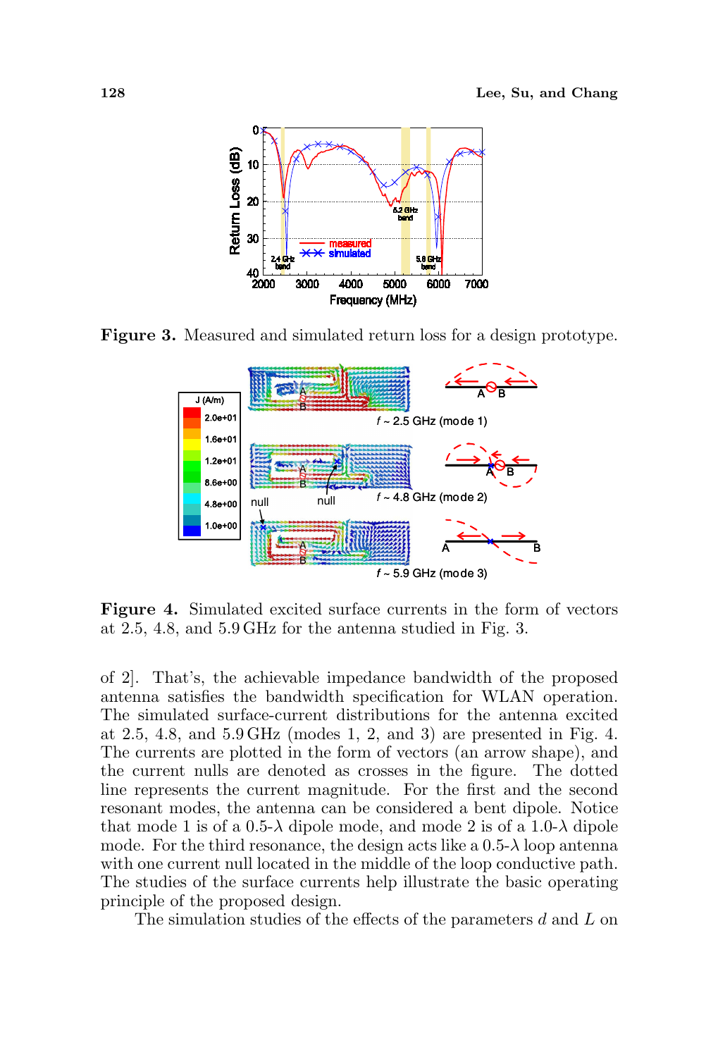**Figure 3.** Measured and simulated return loss for a design prototype.

**Figure 4.** Simulated excited surface currents in the form of vectors at 2.5, 4.8, and 5.9 GHz for the antenna studied in Fig. 3.

of 2]. That's, the achievable impedance bandwidth of the proposed antenna satisfies the bandwidth specification for WLAN operation. The simulated surface-current distributions for the antenna excited at 2.5, 4.8, and 5.9 GHz (modes 1, 2, and 3) are presented in Fig. 4. The currents are plotted in the form of vectors (an arrow shape), and the current nulls are denoted as crosses in the figure. The dotted line represents the current magnitude. For the first and the second resonant modes, the antenna can be considered a bent dipole. Notice that mode 1 is of a 0.5-$\lambda$ dipole mode, and mode 2 is of a 1.0-$\lambda$ dipole mode. For the third resonance, the design acts like a 0.5-$\lambda$ loop antenna with one current null located in the middle of the loop conductive path. The studies of the surface currents help illustrate the basic operating principle of the proposed design.

The simulation studies of the effects of the parameters $d$ and $L$ on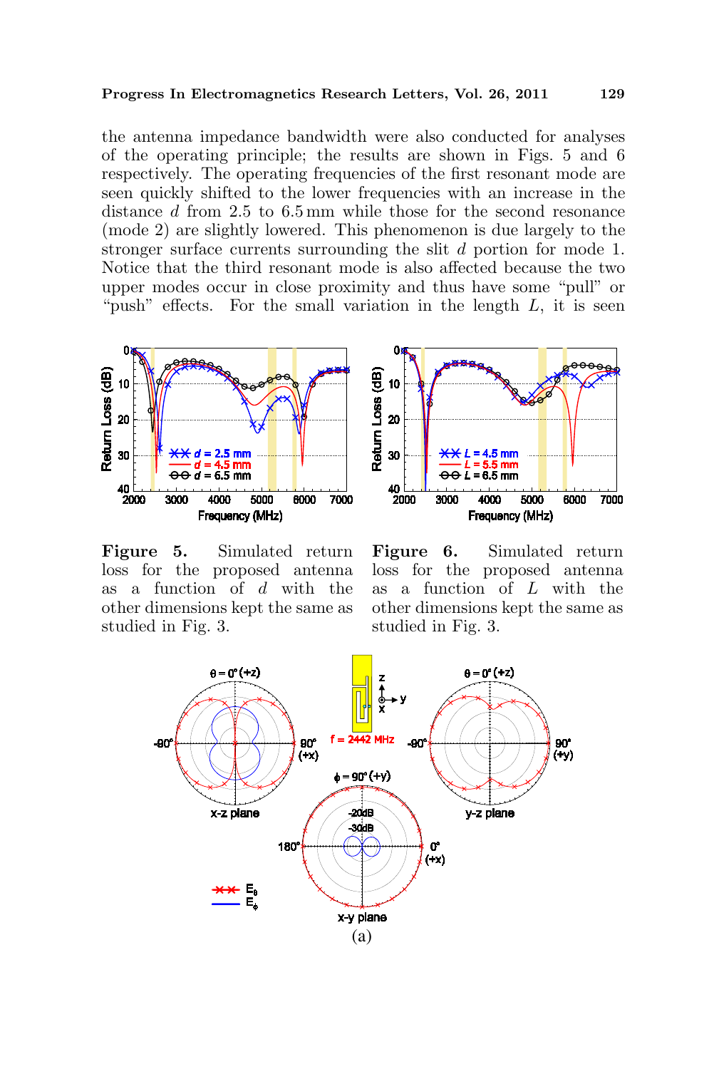the antenna impedance bandwidth were also conducted for analyses of the operating principle; the results are shown in Figs. 5 and 6 respectively. The operating frequencies of the first resonant mode are seen quickly shifted to the lower frequencies with an increase in the distance $d$ from 2.5 to 6.5 mm while those for the second resonance (mode 2) are slightly lowered. This phenomenon is due largely to the stronger surface currents surrounding the slit $d$ portion for mode 1. Notice that the third resonant mode is also affected because the two upper modes occur in close proximity and thus have some "pull" or "push" effects. For the small variation in the length $L$, it is seen

**Figure 5.** Simulated return loss for the proposed antenna as a function of $d$ with the other dimensions kept the same as studied in Fig. 3.

**Figure 6.** Simulated return loss for the proposed antenna as a function of $L$ with the other dimensions kept the same as studied in Fig. 3.

(a)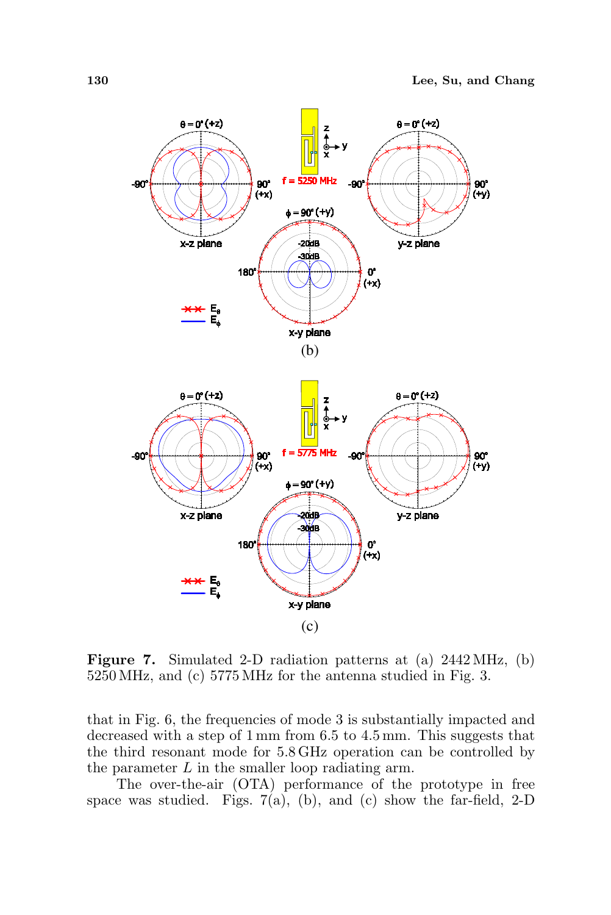**Figure 7.** Simulated 2-D radiation patterns at (a) 2442 MHz, (b) 5250 MHz, and (c) 5775 MHz for the antenna studied in Fig. 3.

that in Fig. 6, the frequencies of mode 3 is substantially impacted and decreased with a step of 1 mm from 6.5 to 4.5 mm. This suggests that the third resonant mode for 5.8 GHz operation can be controlled by the parameter $L$ in the smaller loop radiating arm.

The over-the-air (OTA) performance of the prototype in free space was studied. Figs. 7(a), (b), and (c) show the far-field, 2-D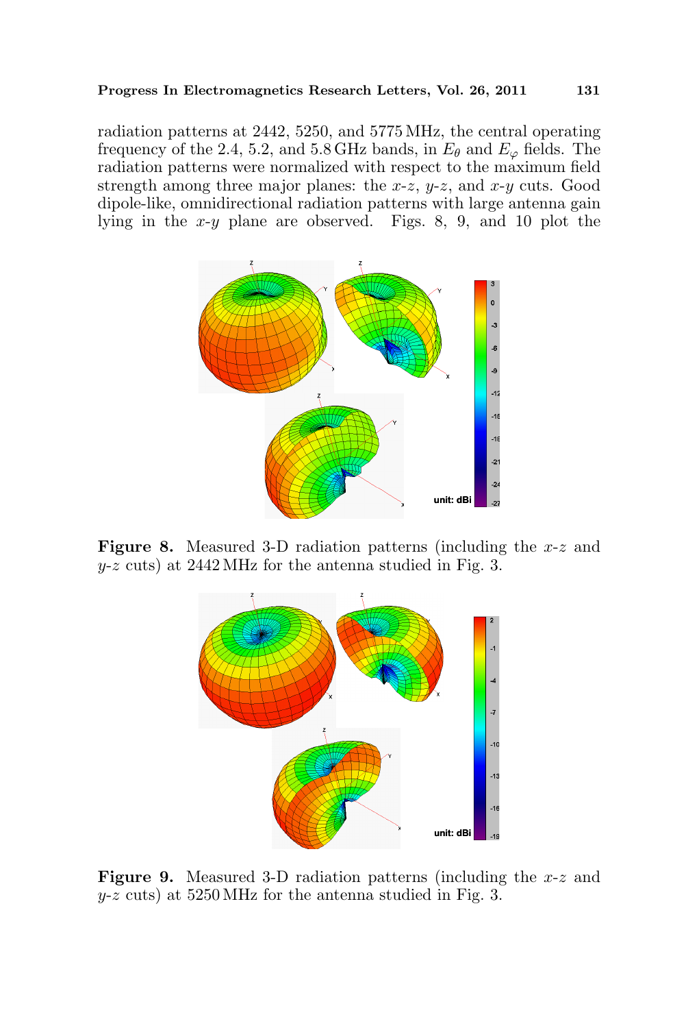radiation patterns at 2442, 5250, and 5775 MHz, the central operating frequency of the 2.4, 5.2, and 5.8 GHz bands, in $E_\theta$ and $E_\varphi$ fields. The radiation patterns were normalized with respect to the maximum field strength among three major planes: the $x$-$z$, $y$-$z$, and $x$-$y$ cuts. Good dipole-like, omnidirectional radiation patterns with large antenna gain lying in the $x$-$y$ plane are observed. Figs. 8, 9, and 10 plot the

**Figure 8.** Measured 3-D radiation patterns (including the $x$-$z$ and $y$-$z$ cuts) at 2442 MHz for the antenna studied in Fig. 3.

**Figure 9.** Measured 3-D radiation patterns (including the $x$-$z$ and $y$-$z$ cuts) at 5250 MHz for the antenna studied in Fig. 3.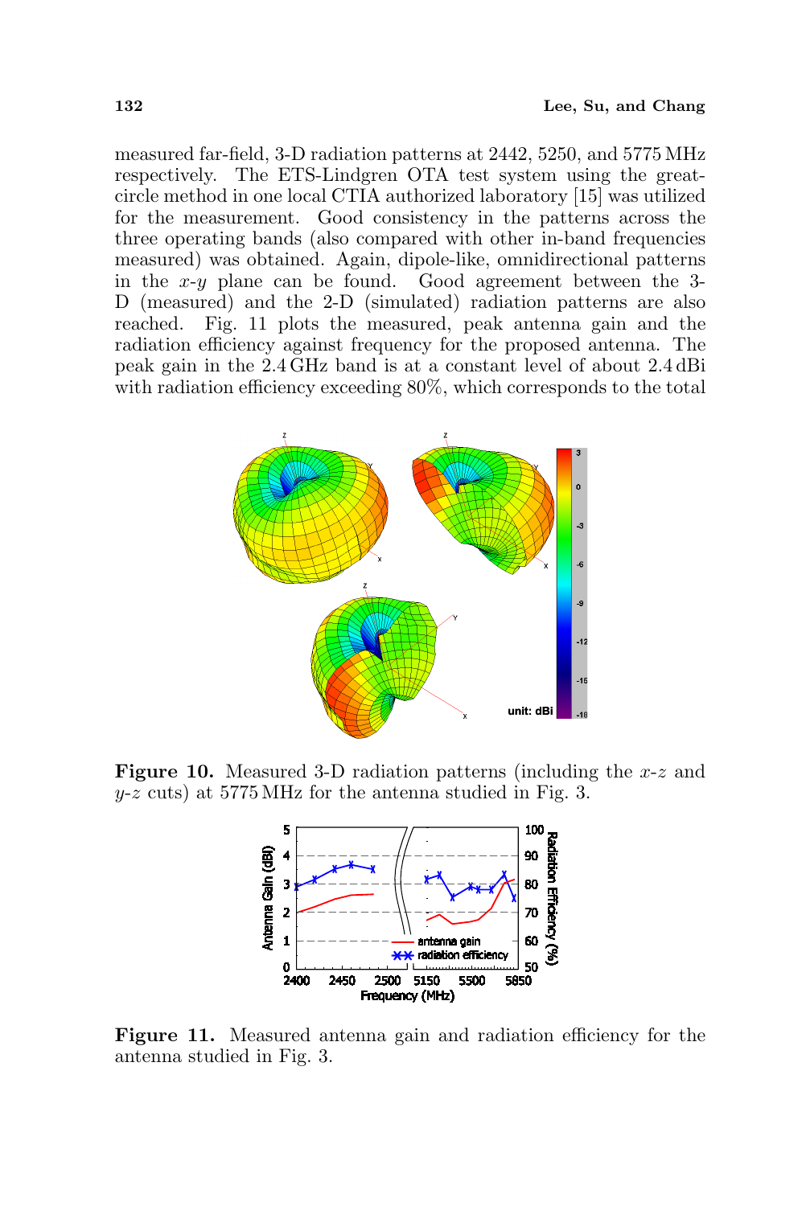measured far-field, 3-D radiation patterns at 2442, 5250, and 5775 MHz respectively. The ETS-Lindgren OTA test system using the great-circle method in one local CTIA authorized laboratory [15] was utilized for the measurement. Good consistency in the patterns across the three operating bands (also compared with other in-band frequencies measured) was obtained. Again, dipole-like, omnidirectional patterns in the $x$-$y$ plane can be found. Good agreement between the 3-D (measured) and the 2-D (simulated) radiation patterns are also reached. Fig. 11 plots the measured, peak antenna gain and the radiation efficiency against frequency for the proposed antenna. The peak gain in the 2.4 GHz band is at a constant level of about 2.4 dBi with radiation efficiency exceeding 80%, which corresponds to the total

**Figure 10.** Measured 3-D radiation patterns (including the $x$-$z$ and $y$-$z$ cuts) at 5775 MHz for the antenna studied in Fig. 3.

**Figure 11.** Measured antenna gain and radiation efficiency for the antenna studied in Fig. 3.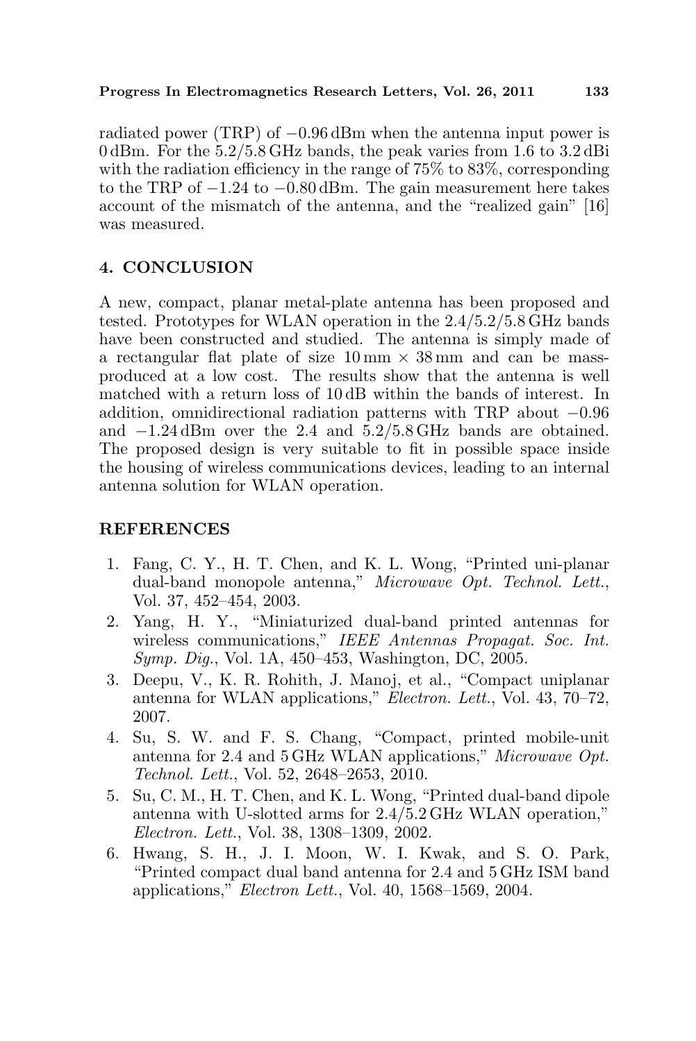radiated power (TRP) of −0.96 dBm when the antenna input power is 0 dBm. For the 5.2/5.8 GHz bands, the peak varies from 1.6 to 3.2 dBi with the radiation efficiency in the range of 75% to 83%, corresponding to the TRP of −1.24 to −0.80 dBm. The gain measurement here takes account of the mismatch of the antenna, and the "realized gain" [16] was measured.

## 4. CONCLUSION

A new, compact, planar metal-plate antenna has been proposed and tested. Prototypes for WLAN operation in the 2.4/5.2/5.8 GHz bands have been constructed and studied. The antenna is simply made of a rectangular flat plate of size 10 mm × 38 mm and can be mass-produced at a low cost. The results show that the antenna is well matched with a return loss of 10 dB within the bands of interest. In addition, omnidirectional radiation patterns with TRP about −0.96 and −1.24 dBm over the 2.4 and 5.2/5.8 GHz bands are obtained. The proposed design is very suitable to fit in possible space inside the housing of wireless communications devices, leading to an internal antenna solution for WLAN operation.

## REFERENCES

1. Fang, C. Y., H. T. Chen, and K. L. Wong, "Printed uni-planar dual-band monopole antenna," *Microwave Opt. Technol. Lett.*, Vol. 37, 452–454, 2003.
2. Yang, H. Y., "Miniaturized dual-band printed antennas for wireless communications," *IEEE Antennas Propagat. Soc. Int. Symp. Dig.*, Vol. 1A, 450–453, Washington, DC, 2005.
3. Deepu, V., K. R. Rohith, J. Manoj, et al., "Compact uniplanar antenna for WLAN applications," *Electron. Lett.*, Vol. 43, 70–72, 2007.
4. Su, S. W. and F. S. Chang, "Compact, printed mobile-unit antenna for 2.4 and 5 GHz WLAN applications," *Microwave Opt. Technol. Lett.*, Vol. 52, 2648–2653, 2010.
5. Su, C. M., H. T. Chen, and K. L. Wong, "Printed dual-band dipole antenna with U-slotted arms for 2.4/5.2 GHz WLAN operation," *Electron. Lett.*, Vol. 38, 1308–1309, 2002.
6. Hwang, S. H., J. I. Moon, W. I. Kwak, and S. O. Park, "Printed compact dual band antenna for 2.4 and 5 GHz ISM band applications," *Electron Lett.*, Vol. 40, 1568–1569, 2004.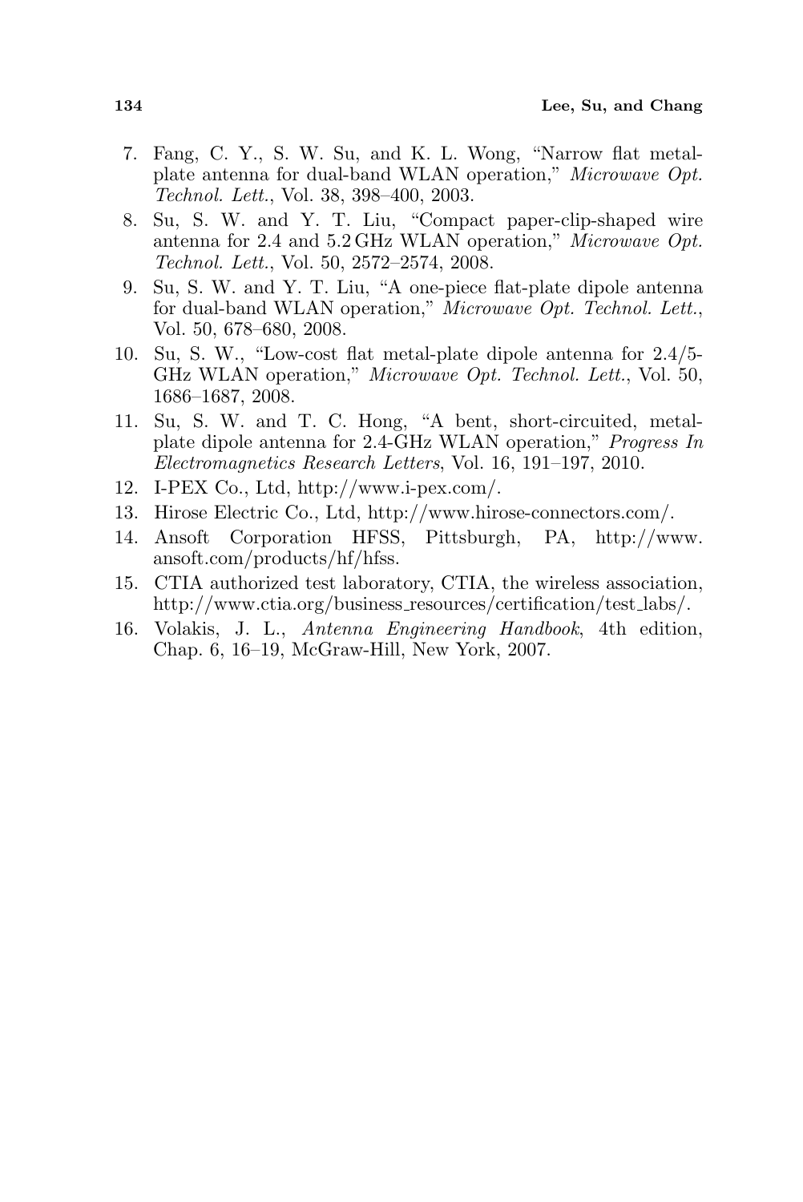7. Fang, C. Y., S. W. Su, and K. L. Wong, "Narrow flat metal-plate antenna for dual-band WLAN operation," *Microwave Opt. Technol. Lett.*, Vol. 38, 398–400, 2003.
8. Su, S. W. and Y. T. Liu, "Compact paper-clip-shaped wire antenna for 2.4 and 5.2 GHz WLAN operation," *Microwave Opt. Technol. Lett.*, Vol. 50, 2572–2574, 2008.
9. Su, S. W. and Y. T. Liu, "A one-piece flat-plate dipole antenna for dual-band WLAN operation," *Microwave Opt. Technol. Lett.*, Vol. 50, 678–680, 2008.
10. Su, S. W., "Low-cost flat metal-plate dipole antenna for 2.4/5-GHz WLAN operation," *Microwave Opt. Technol. Lett.*, Vol. 50, 1686–1687, 2008.
11. Su, S. W. and T. C. Hong, "A bent, short-circuited, metal-plate dipole antenna for 2.4-GHz WLAN operation," *Progress In Electromagnetics Research Letters*, Vol. 16, 191–197, 2010.
12. I-PEX Co., Ltd, http://www.i-pex.com/.
13. Hirose Electric Co., Ltd, http://www.hirose-connectors.com/.
14. Ansoft Corporation HFSS, Pittsburgh, PA, http://www.ansoft.com/products/hf/hfss.
15. CTIA authorized test laboratory, CTIA, the wireless association, http://www.ctia.org/business_resources/certification/test_labs/.
16. Volakis, J. L., *Antenna Engineering Handbook*, 4th edition, Chap. 6, 16–19, McGraw-Hill, New York, 2007.